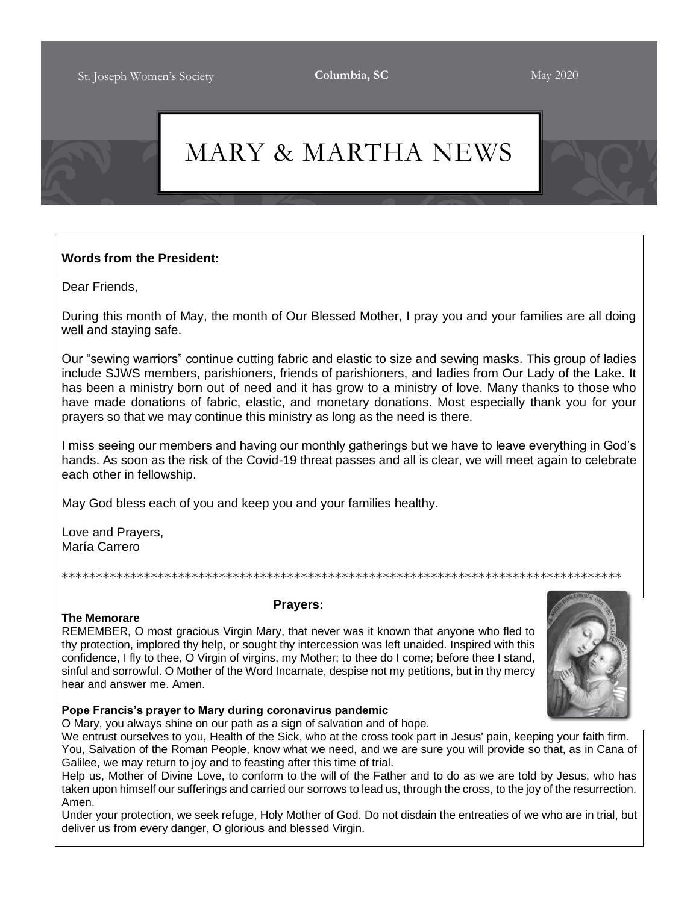St. Joseph Women's Society | **Columbia, SC** | May 2020

# MARY & MARTHA NEWS

**Words from the President:**

Dear Friends,

During this month of May, the month of Our Blessed Mother, I pray you and your families are all doing well and staying safe.

Our "sewing warriors" continue cutting fabric and elastic to size and sewing masks. This group of ladies include SJWS members, parishioners, friends of parishioners, and ladies from Our Lady of the Lake. It has been a ministry born out of need and it has grow to a ministry of love. Many thanks to those who have made donations of fabric, elastic, and monetary donations. Most especially thank you for your prayers so that we may continue this ministry as long as the need is there.

I miss seeing our members and having our monthly gatherings but we have to leave everything in God's hands. As soon as the risk of the Covid-19 threat passes and all is clear, we will meet again to celebrate each other in fellowship.

May God bless each of you and keep you and your families healthy.

Love and Prayers,
María Carrero

************************************************************************************

**Prayers:**

**The Memorare**

REMEMBER, O most gracious Virgin Mary, that never was it known that anyone who fled to thy protection, implored thy help, or sought thy intercession was left unaided. Inspired with this confidence, I fly to thee, O Virgin of virgins, my Mother; to thee do I come; before thee I stand, sinful and sorrowful. O Mother of the Word Incarnate, despise not my petitions, but in thy mercy hear and answer me. Amen.

**Pope Francis's prayer to Mary during coronavirus pandemic**

O Mary, you always shine on our path as a sign of salvation and of hope.
We entrust ourselves to you, Health of the Sick, who at the cross took part in Jesus' pain, keeping your faith firm.
You, Salvation of the Roman People, know what we need, and we are sure you will provide so that, as in Cana of Galilee, we may return to joy and to feasting after this time of trial.
Help us, Mother of Divine Love, to conform to the will of the Father and to do as we are told by Jesus, who has taken upon himself our sufferings and carried our sorrows to lead us, through the cross, to the joy of the resurrection. Amen.
Under your protection, we seek refuge, Holy Mother of God. Do not disdain the entreaties of we who are in trial, but deliver us from every danger, O glorious and blessed Virgin.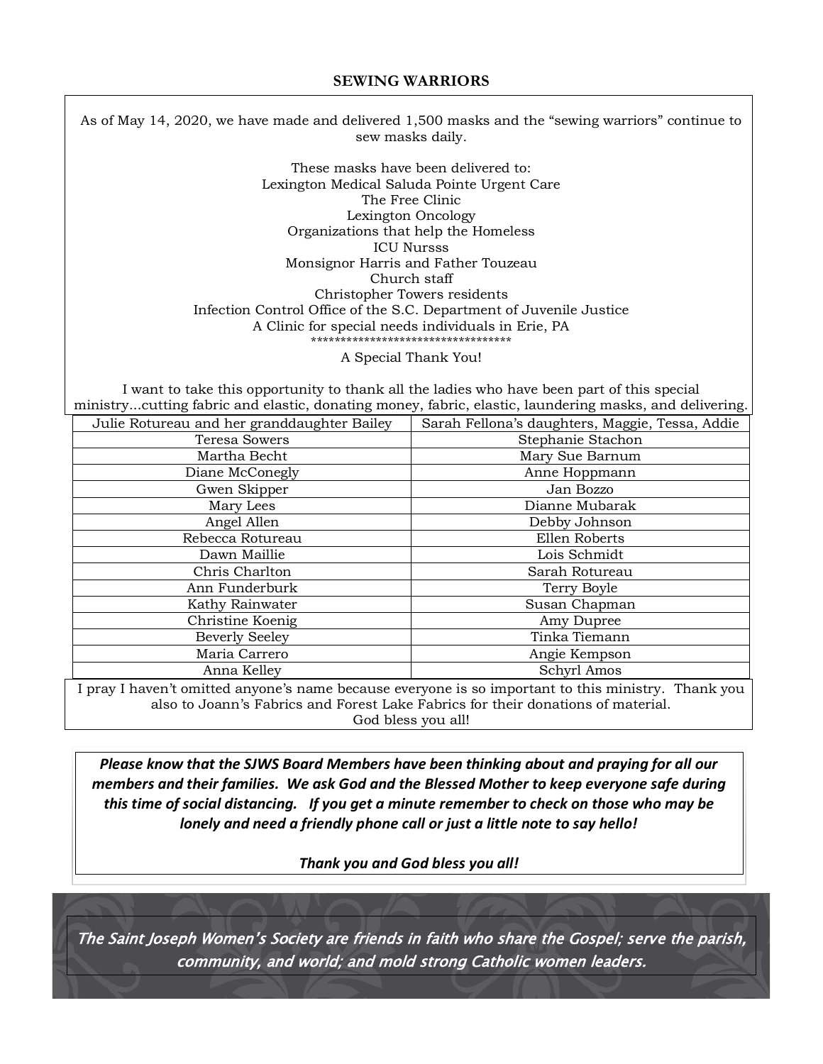## SEWING WARRIORS

As of May 14, 2020, we have made and delivered 1,500 masks and the "sewing warriors" continue to sew masks daily.

These masks have been delivered to:
Lexington Medical Saluda Pointe Urgent Care
The Free Clinic
Lexington Oncology
Organizations that help the Homeless
ICU Nursss
Monsignor Harris and Father Touzeau
Church staff
Christopher Towers residents
Infection Control Office of the S.C. Department of Juvenile Justice
A Clinic for special needs individuals in Erie, PA

\*\*\*\*\*\*\*\*\*\*\*\*\*\*\*\*\*\*\*\*\*\*\*\*\*\*\*\*\*\*\*\*\*\*\*\*

A Special Thank You!

I want to take this opportunity to thank all the ladies who have been part of this special ministry...cutting fabric and elastic, donating money, fabric, elastic, laundering masks, and delivering.

| | |
|---|---|
| Julie Rotureau and her granddaughter Bailey | Sarah Fellona's daughters, Maggie, Tessa, Addie |
| Teresa Sowers | Stephanie Stachon |
| Martha Becht | Mary Sue Barnum |
| Diane McConegly | Anne Hoppmann |
| Gwen Skipper | Jan Bozzo |
| Mary Lees | Dianne Mubarak |
| Angel Allen | Debby Johnson |
| Rebecca Rotureau | Ellen Roberts |
| Dawn Maillie | Lois Schmidt |
| Chris Charlton | Sarah Rotureau |
| Ann Funderburk | Terry Boyle |
| Kathy Rainwater | Susan Chapman |
| Christine Koenig | Amy Dupree |
| Beverly Seeley | Tinka Tiemann |
| Maria Carrero | Angie Kempson |
| Anna Kelley | Schyrl Amos |

I pray I haven't omitted anyone's name because everyone is so important to this ministry. Thank you also to Joann's Fabrics and Forest Lake Fabrics for their donations of material.
God bless you all!

***Please know that the SJWS Board Members have been thinking about and praying for all our members and their families. We ask God and the Blessed Mother to keep everyone safe during this time of social distancing. If you get a minute remember to check on those who may be lonely and need a friendly phone call or just a little note to say hello!***

***Thank you and God bless you all!***

*The Saint Joseph Women's Society are friends in faith who share the Gospel; serve the parish, community, and world; and mold strong Catholic women leaders.*